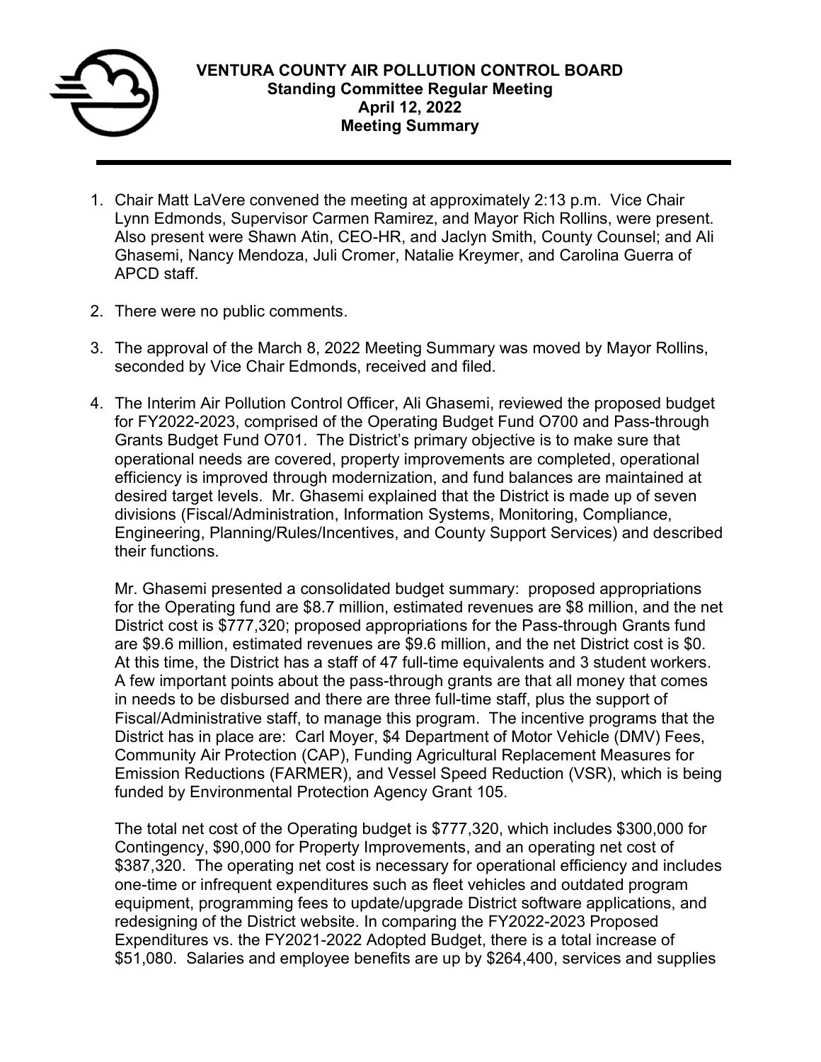# VENTURA COUNTY AIR POLLUTION CONTROL BOARD
## Standing Committee Regular Meeting
## April 12, 2022
## Meeting Summary

1. Chair Matt LaVere convened the meeting at approximately 2:13 p.m. Vice Chair Lynn Edmonds, Supervisor Carmen Ramirez, and Mayor Rich Rollins, were present. Also present were Shawn Atin, CEO-HR, and Jaclyn Smith, County Counsel; and Ali Ghasemi, Nancy Mendoza, Juli Cromer, Natalie Kreymer, and Carolina Guerra of APCD staff.

2. There were no public comments.

3. The approval of the March 8, 2022 Meeting Summary was moved by Mayor Rollins, seconded by Vice Chair Edmonds, received and filed.

4. The Interim Air Pollution Control Officer, Ali Ghasemi, reviewed the proposed budget for FY2022-2023, comprised of the Operating Budget Fund O700 and Pass-through Grants Budget Fund O701. The District's primary objective is to make sure that operational needs are covered, property improvements are completed, operational efficiency is improved through modernization, and fund balances are maintained at desired target levels. Mr. Ghasemi explained that the District is made up of seven divisions (Fiscal/Administration, Information Systems, Monitoring, Compliance, Engineering, Planning/Rules/Incentives, and County Support Services) and described their functions.

   Mr. Ghasemi presented a consolidated budget summary: proposed appropriations for the Operating fund are $8.7 million, estimated revenues are $8 million, and the net District cost is $777,320; proposed appropriations for the Pass-through Grants fund are $9.6 million, estimated revenues are $9.6 million, and the net District cost is $0. At this time, the District has a staff of 47 full-time equivalents and 3 student workers. A few important points about the pass-through grants are that all money that comes in needs to be disbursed and there are three full-time staff, plus the support of Fiscal/Administrative staff, to manage this program. The incentive programs that the District has in place are: Carl Moyer, $4 Department of Motor Vehicle (DMV) Fees, Community Air Protection (CAP), Funding Agricultural Replacement Measures for Emission Reductions (FARMER), and Vessel Speed Reduction (VSR), which is being funded by Environmental Protection Agency Grant 105.

   The total net cost of the Operating budget is $777,320, which includes $300,000 for Contingency, $90,000 for Property Improvements, and an operating net cost of $387,320. The operating net cost is necessary for operational efficiency and includes one-time or infrequent expenditures such as fleet vehicles and outdated program equipment, programming fees to update/upgrade District software applications, and redesigning of the District website. In comparing the FY2022-2023 Proposed Expenditures vs. the FY2021-2022 Adopted Budget, there is a total increase of $51,080. Salaries and employee benefits are up by $264,400, services and supplies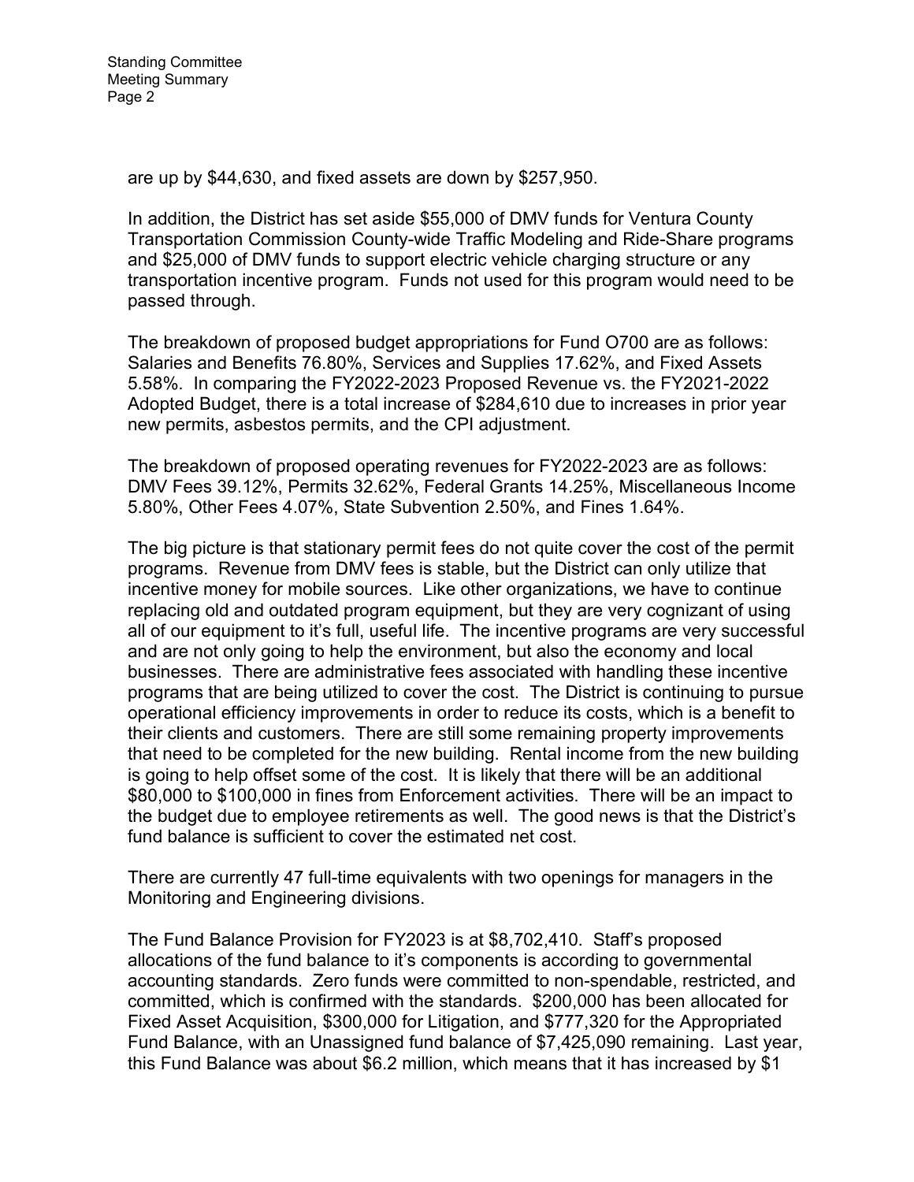are up by $44,630, and fixed assets are down by $257,950.

In addition, the District has set aside $55,000 of DMV funds for Ventura County Transportation Commission County-wide Traffic Modeling and Ride-Share programs and $25,000 of DMV funds to support electric vehicle charging structure or any transportation incentive program. Funds not used for this program would need to be passed through.

The breakdown of proposed budget appropriations for Fund O700 are as follows: Salaries and Benefits 76.80%, Services and Supplies 17.62%, and Fixed Assets 5.58%. In comparing the FY2022-2023 Proposed Revenue vs. the FY2021-2022 Adopted Budget, there is a total increase of $284,610 due to increases in prior year new permits, asbestos permits, and the CPI adjustment.

The breakdown of proposed operating revenues for FY2022-2023 are as follows: DMV Fees 39.12%, Permits 32.62%, Federal Grants 14.25%, Miscellaneous Income 5.80%, Other Fees 4.07%, State Subvention 2.50%, and Fines 1.64%.

The big picture is that stationary permit fees do not quite cover the cost of the permit programs. Revenue from DMV fees is stable, but the District can only utilize that incentive money for mobile sources. Like other organizations, we have to continue replacing old and outdated program equipment, but they are very cognizant of using all of our equipment to it's full, useful life. The incentive programs are very successful and are not only going to help the environment, but also the economy and local businesses. There are administrative fees associated with handling these incentive programs that are being utilized to cover the cost. The District is continuing to pursue operational efficiency improvements in order to reduce its costs, which is a benefit to their clients and customers. There are still some remaining property improvements that need to be completed for the new building. Rental income from the new building is going to help offset some of the cost. It is likely that there will be an additional $80,000 to $100,000 in fines from Enforcement activities. There will be an impact to the budget due to employee retirements as well. The good news is that the District's fund balance is sufficient to cover the estimated net cost.

There are currently 47 full-time equivalents with two openings for managers in the Monitoring and Engineering divisions.

The Fund Balance Provision for FY2023 is at $8,702,410. Staff's proposed allocations of the fund balance to it's components is according to governmental accounting standards. Zero funds were committed to non-spendable, restricted, and committed, which is confirmed with the standards. $200,000 has been allocated for Fixed Asset Acquisition, $300,000 for Litigation, and $777,320 for the Appropriated Fund Balance, with an Unassigned fund balance of $7,425,090 remaining. Last year, this Fund Balance was about $6.2 million, which means that it has increased by $1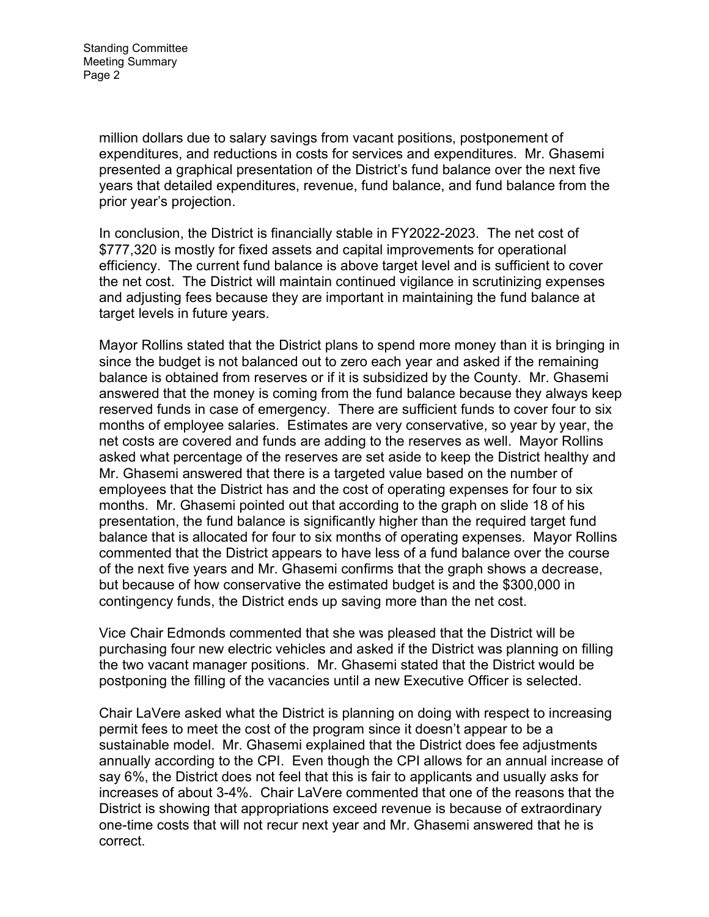million dollars due to salary savings from vacant positions, postponement of expenditures, and reductions in costs for services and expenditures. Mr. Ghasemi presented a graphical presentation of the District's fund balance over the next five years that detailed expenditures, revenue, fund balance, and fund balance from the prior year's projection.

In conclusion, the District is financially stable in FY2022-2023. The net cost of $777,320 is mostly for fixed assets and capital improvements for operational efficiency. The current fund balance is above target level and is sufficient to cover the net cost. The District will maintain continued vigilance in scrutinizing expenses and adjusting fees because they are important in maintaining the fund balance at target levels in future years.

Mayor Rollins stated that the District plans to spend more money than it is bringing in since the budget is not balanced out to zero each year and asked if the remaining balance is obtained from reserves or if it is subsidized by the County. Mr. Ghasemi answered that the money is coming from the fund balance because they always keep reserved funds in case of emergency. There are sufficient funds to cover four to six months of employee salaries. Estimates are very conservative, so year by year, the net costs are covered and funds are adding to the reserves as well. Mayor Rollins asked what percentage of the reserves are set aside to keep the District healthy and Mr. Ghasemi answered that there is a targeted value based on the number of employees that the District has and the cost of operating expenses for four to six months. Mr. Ghasemi pointed out that according to the graph on slide 18 of his presentation, the fund balance is significantly higher than the required target fund balance that is allocated for four to six months of operating expenses. Mayor Rollins commented that the District appears to have less of a fund balance over the course of the next five years and Mr. Ghasemi confirms that the graph shows a decrease, but because of how conservative the estimated budget is and the $300,000 in contingency funds, the District ends up saving more than the net cost.

Vice Chair Edmonds commented that she was pleased that the District will be purchasing four new electric vehicles and asked if the District was planning on filling the two vacant manager positions. Mr. Ghasemi stated that the District would be postponing the filling of the vacancies until a new Executive Officer is selected.

Chair LaVere asked what the District is planning on doing with respect to increasing permit fees to meet the cost of the program since it doesn't appear to be a sustainable model. Mr. Ghasemi explained that the District does fee adjustments annually according to the CPI. Even though the CPI allows for an annual increase of say 6%, the District does not feel that this is fair to applicants and usually asks for increases of about 3-4%. Chair LaVere commented that one of the reasons that the District is showing that appropriations exceed revenue is because of extraordinary one-time costs that will not recur next year and Mr. Ghasemi answered that he is correct.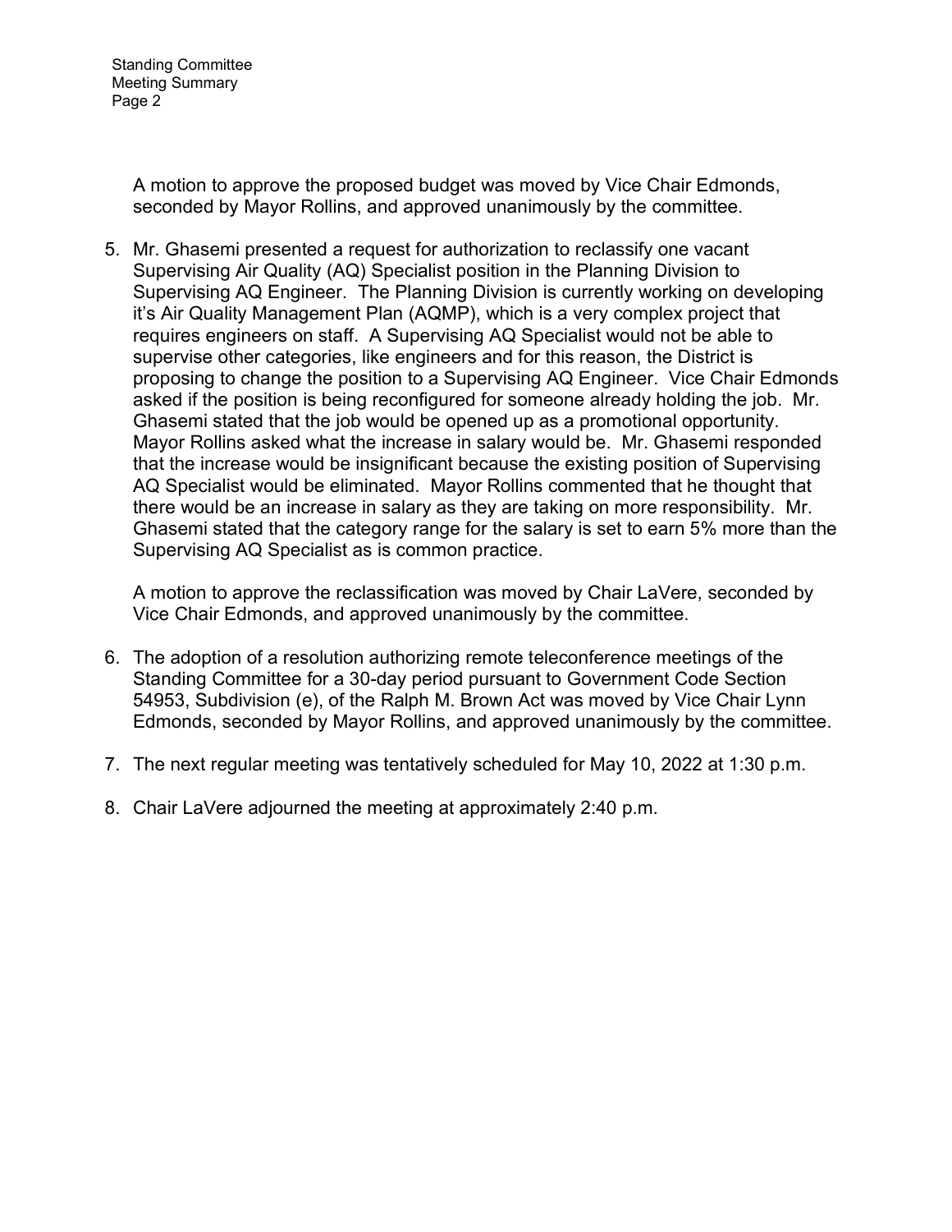A motion to approve the proposed budget was moved by Vice Chair Edmonds, seconded by Mayor Rollins, and approved unanimously by the committee.

5. Mr. Ghasemi presented a request for authorization to reclassify one vacant Supervising Air Quality (AQ) Specialist position in the Planning Division to Supervising AQ Engineer. The Planning Division is currently working on developing it's Air Quality Management Plan (AQMP), which is a very complex project that requires engineers on staff. A Supervising AQ Specialist would not be able to supervise other categories, like engineers and for this reason, the District is proposing to change the position to a Supervising AQ Engineer. Vice Chair Edmonds asked if the position is being reconfigured for someone already holding the job. Mr. Ghasemi stated that the job would be opened up as a promotional opportunity. Mayor Rollins asked what the increase in salary would be. Mr. Ghasemi responded that the increase would be insignificant because the existing position of Supervising AQ Specialist would be eliminated. Mayor Rollins commented that he thought that there would be an increase in salary as they are taking on more responsibility. Mr. Ghasemi stated that the category range for the salary is set to earn 5% more than the Supervising AQ Specialist as is common practice.

   A motion to approve the reclassification was moved by Chair LaVere, seconded by Vice Chair Edmonds, and approved unanimously by the committee.

6. The adoption of a resolution authorizing remote teleconference meetings of the Standing Committee for a 30-day period pursuant to Government Code Section 54953, Subdivision (e), of the Ralph M. Brown Act was moved by Vice Chair Lynn Edmonds, seconded by Mayor Rollins, and approved unanimously by the committee.

7. The next regular meeting was tentatively scheduled for May 10, 2022 at 1:30 p.m.

8. Chair LaVere adjourned the meeting at approximately 2:40 p.m.